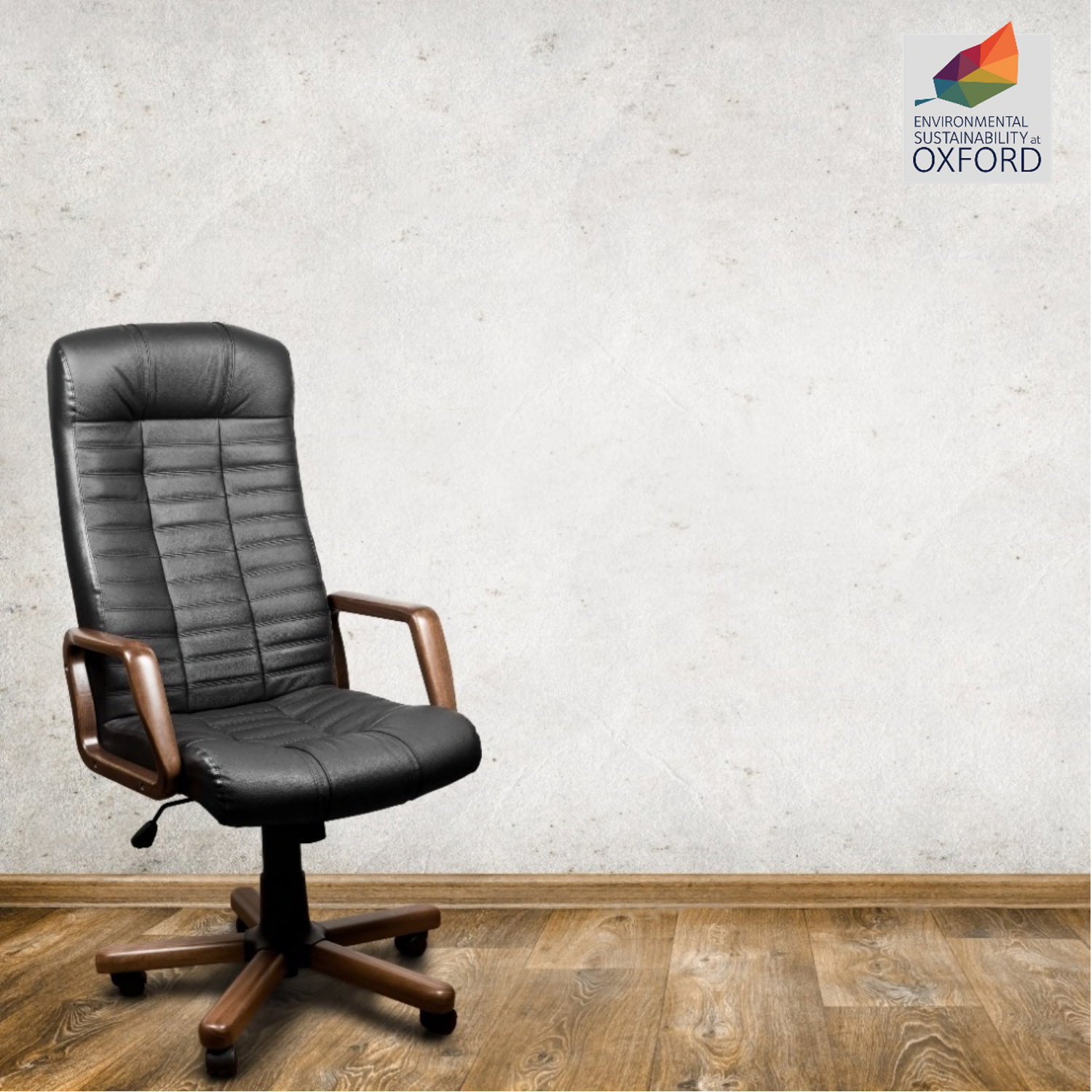ENVIRONMENTAL SUSTAINABILITY at OXFORD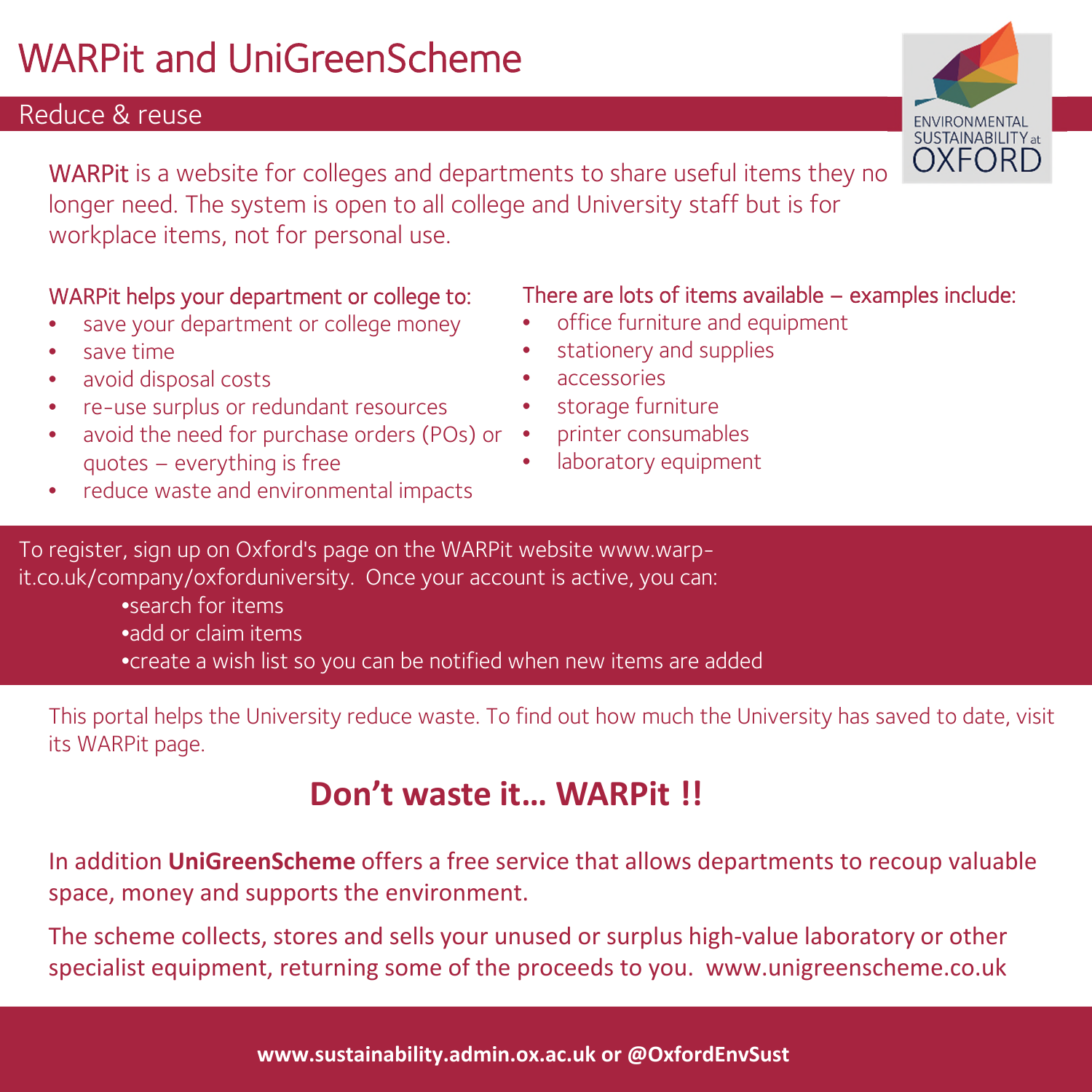# WARPit and UniGreenScheme

## Reduce & reuse

ENVIRONMENTAL SUSTAINABILITY at OXFORD

WARPit is a website for colleges and departments to share useful items they no longer need. The system is open to all college and University staff but is for workplace items, not for personal use.

WARPit helps your department or college to:

- save your department or college money
- save time
- avoid disposal costs
- re-use surplus or redundant resources
- avoid the need for purchase orders (POs) or quotes – everything is free
- reduce waste and environmental impacts

There are lots of items available – examples include:

- office furniture and equipment
- stationery and supplies
- accessories
- storage furniture
- printer consumables
- laboratory equipment

To register, sign up on Oxford's page on the WARPit website www.warp-it.co.uk/company/oxforduniversity. Once your account is active, you can:

- search for items
- add or claim items
- create a wish list so you can be notified when new items are added

This portal helps the University reduce waste. To find out how much the University has saved to date, visit its WARPit page.

**Don't waste it… WARPit !!**

In addition **UniGreenScheme** offers a free service that allows departments to recoup valuable space, money and supports the environment.

The scheme collects, stores and sells your unused or surplus high-value laboratory or other specialist equipment, returning some of the proceeds to you. www.unigreenscheme.co.uk

**www.sustainability.admin.ox.ac.uk or @OxfordEnvSust**